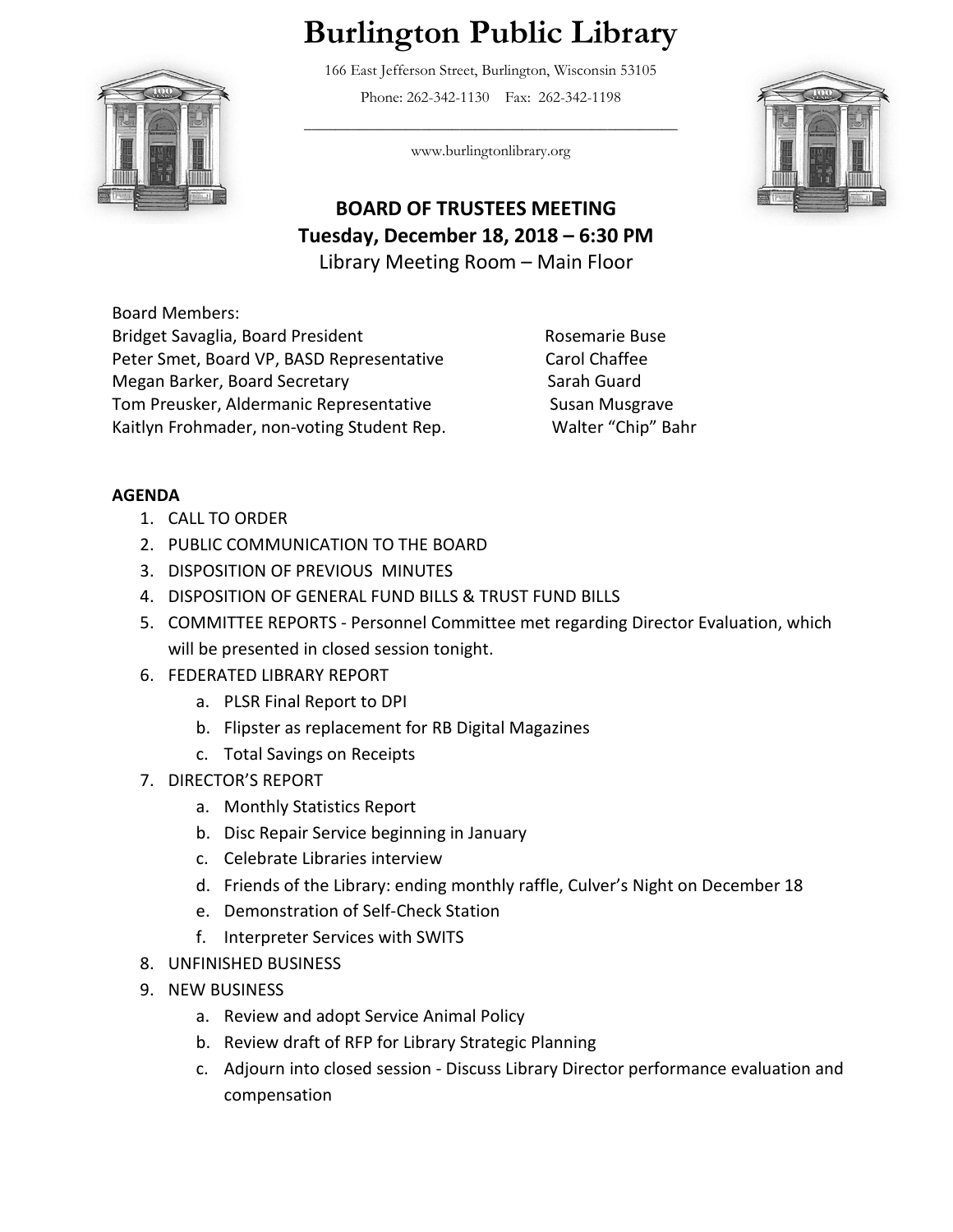# Burlington Public Library

166 East Jefferson Street, Burlington, Wisconsin 53105

Phone: 262-342-1130 Fax: 262-342-1198

www.burlingtonlibrary.org

## BOARD OF TRUSTEES MEETING
## Tuesday, December 18, 2018 – 6:30 PM

Library Meeting Room – Main Floor

Board Members:

Bridget Savaglia, Board President
Peter Smet, Board VP, BASD Representative
Megan Barker, Board Secretary
Tom Preusker, Aldermanic Representative
Kaitlyn Frohmader, non-voting Student Rep.
Rosemarie Buse
Carol Chaffee
Sarah Guard
Susan Musgrave
Walter "Chip" Bahr

**AGENDA**

1. CALL TO ORDER
2. PUBLIC COMMUNICATION TO THE BOARD
3. DISPOSITION OF PREVIOUS MINUTES
4. DISPOSITION OF GENERAL FUND BILLS & TRUST FUND BILLS
5. COMMITTEE REPORTS - Personnel Committee met regarding Director Evaluation, which will be presented in closed session tonight.
6. FEDERATED LIBRARY REPORT
   a. PLSR Final Report to DPI
   b. Flipster as replacement for RB Digital Magazines
   c. Total Savings on Receipts
7. DIRECTOR'S REPORT
   a. Monthly Statistics Report
   b. Disc Repair Service beginning in January
   c. Celebrate Libraries interview
   d. Friends of the Library: ending monthly raffle, Culver's Night on December 18
   e. Demonstration of Self-Check Station
   f. Interpreter Services with SWITS
8. UNFINISHED BUSINESS
9. NEW BUSINESS
   a. Review and adopt Service Animal Policy
   b. Review draft of RFP for Library Strategic Planning
   c. Adjourn into closed session - Discuss Library Director performance evaluation and compensation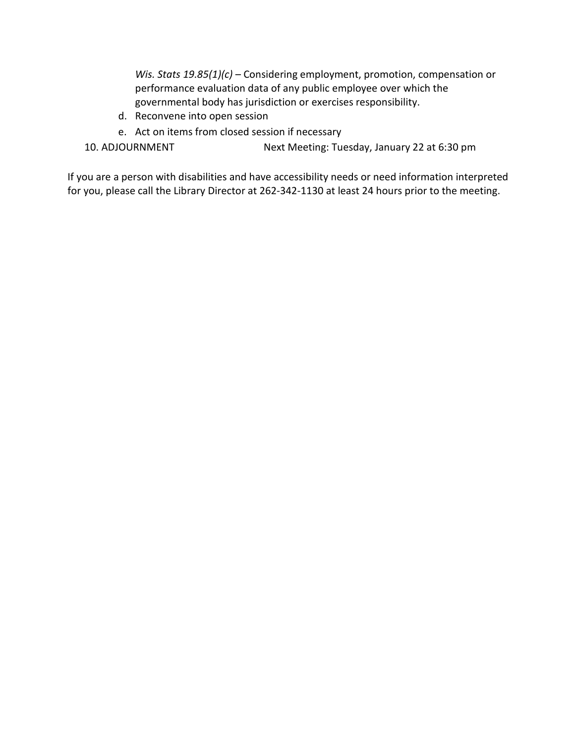*Wis. Stats 19.85(1)(c)* – Considering employment, promotion, compensation or performance evaluation data of any public employee over which the governmental body has jurisdiction or exercises responsibility.

d. Reconvene into open session

e. Act on items from closed session if necessary

10. ADJOURNMENT    Next Meeting: Tuesday, January 22 at 6:30 pm

If you are a person with disabilities and have accessibility needs or need information interpreted for you, please call the Library Director at 262-342-1130 at least 24 hours prior to the meeting.